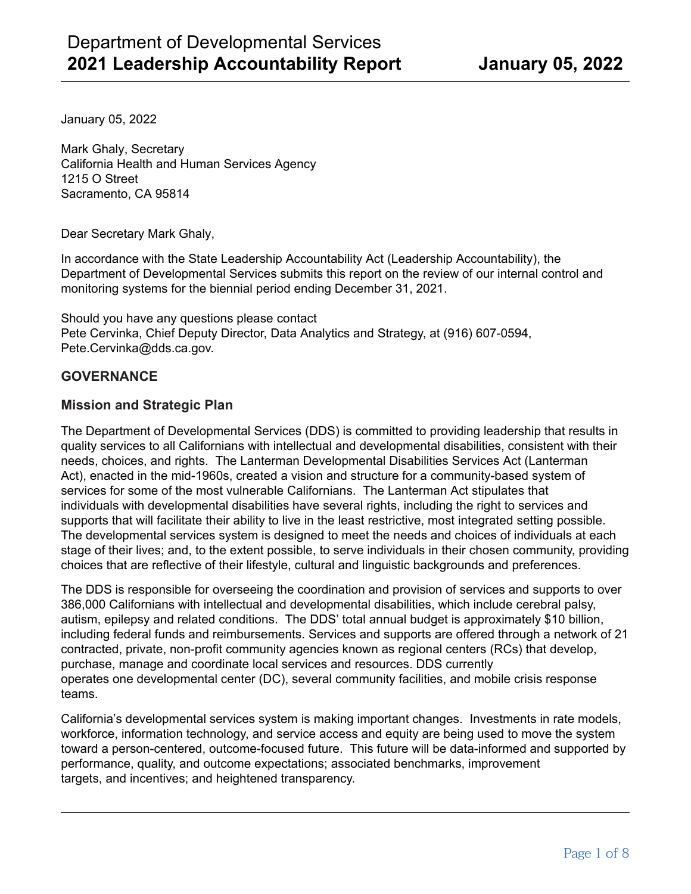# Department of Developmental Services
# 2021 Leadership Accountability Report

**January 05, 2022**

January 05, 2022

Mark Ghaly, Secretary
California Health and Human Services Agency
1215 O Street
Sacramento, CA 95814

Dear Secretary Mark Ghaly,

In accordance with the State Leadership Accountability Act (Leadership Accountability), the Department of Developmental Services submits this report on the review of our internal control and monitoring systems for the biennial period ending December 31, 2021.

Should you have any questions please contact
Pete Cervinka, Chief Deputy Director, Data Analytics and Strategy, at (916) 607-0594, Pete.Cervinka@dds.ca.gov.

## GOVERNANCE

### Mission and Strategic Plan

The Department of Developmental Services (DDS) is committed to providing leadership that results in quality services to all Californians with intellectual and developmental disabilities, consistent with their needs, choices, and rights. The Lanterman Developmental Disabilities Services Act (Lanterman Act), enacted in the mid-1960s, created a vision and structure for a community-based system of services for some of the most vulnerable Californians. The Lanterman Act stipulates that individuals with developmental disabilities have several rights, including the right to services and supports that will facilitate their ability to live in the least restrictive, most integrated setting possible. The developmental services system is designed to meet the needs and choices of individuals at each stage of their lives; and, to the extent possible, to serve individuals in their chosen community, providing choices that are reflective of their lifestyle, cultural and linguistic backgrounds and preferences.

The DDS is responsible for overseeing the coordination and provision of services and supports to over 386,000 Californians with intellectual and developmental disabilities, which include cerebral palsy, autism, epilepsy and related conditions. The DDS' total annual budget is approximately $10 billion, including federal funds and reimbursements. Services and supports are offered through a network of 21 contracted, private, non-profit community agencies known as regional centers (RCs) that develop, purchase, manage and coordinate local services and resources. DDS currently operates one developmental center (DC), several community facilities, and mobile crisis response teams.

California's developmental services system is making important changes. Investments in rate models, workforce, information technology, and service access and equity are being used to move the system toward a person-centered, outcome-focused future. This future will be data-informed and supported by performance, quality, and outcome expectations; associated benchmarks, improvement targets, and incentives; and heightened transparency.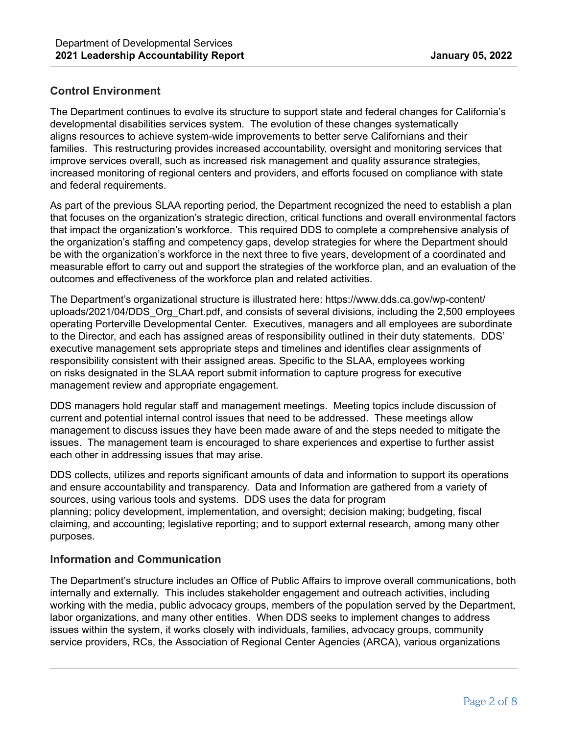## Control Environment

The Department continues to evolve its structure to support state and federal changes for California's developmental disabilities services system. The evolution of these changes systematically aligns resources to achieve system-wide improvements to better serve Californians and their families. This restructuring provides increased accountability, oversight and monitoring services that improve services overall, such as increased risk management and quality assurance strategies, increased monitoring of regional centers and providers, and efforts focused on compliance with state and federal requirements.

As part of the previous SLAA reporting period, the Department recognized the need to establish a plan that focuses on the organization's strategic direction, critical functions and overall environmental factors that impact the organization's workforce. This required DDS to complete a comprehensive analysis of the organization's staffing and competency gaps, develop strategies for where the Department should be with the organization's workforce in the next three to five years, development of a coordinated and measurable effort to carry out and support the strategies of the workforce plan, and an evaluation of the outcomes and effectiveness of the workforce plan and related activities.

The Department's organizational structure is illustrated here: https://www.dds.ca.gov/wp-content/uploads/2021/04/DDS_Org_Chart.pdf, and consists of several divisions, including the 2,500 employees operating Porterville Developmental Center. Executives, managers and all employees are subordinate to the Director, and each has assigned areas of responsibility outlined in their duty statements. DDS' executive management sets appropriate steps and timelines and identifies clear assignments of responsibility consistent with their assigned areas. Specific to the SLAA, employees working on risks designated in the SLAA report submit information to capture progress for executive management review and appropriate engagement.

DDS managers hold regular staff and management meetings. Meeting topics include discussion of current and potential internal control issues that need to be addressed. These meetings allow management to discuss issues they have been made aware of and the steps needed to mitigate the issues. The management team is encouraged to share experiences and expertise to further assist each other in addressing issues that may arise.

DDS collects, utilizes and reports significant amounts of data and information to support its operations and ensure accountability and transparency. Data and Information are gathered from a variety of sources, using various tools and systems. DDS uses the data for program planning; policy development, implementation, and oversight; decision making; budgeting, fiscal claiming, and accounting; legislative reporting; and to support external research, among many other purposes.

## Information and Communication

The Department's structure includes an Office of Public Affairs to improve overall communications, both internally and externally. This includes stakeholder engagement and outreach activities, including working with the media, public advocacy groups, members of the population served by the Department, labor organizations, and many other entities. When DDS seeks to implement changes to address issues within the system, it works closely with individuals, families, advocacy groups, community service providers, RCs, the Association of Regional Center Agencies (ARCA), various organizations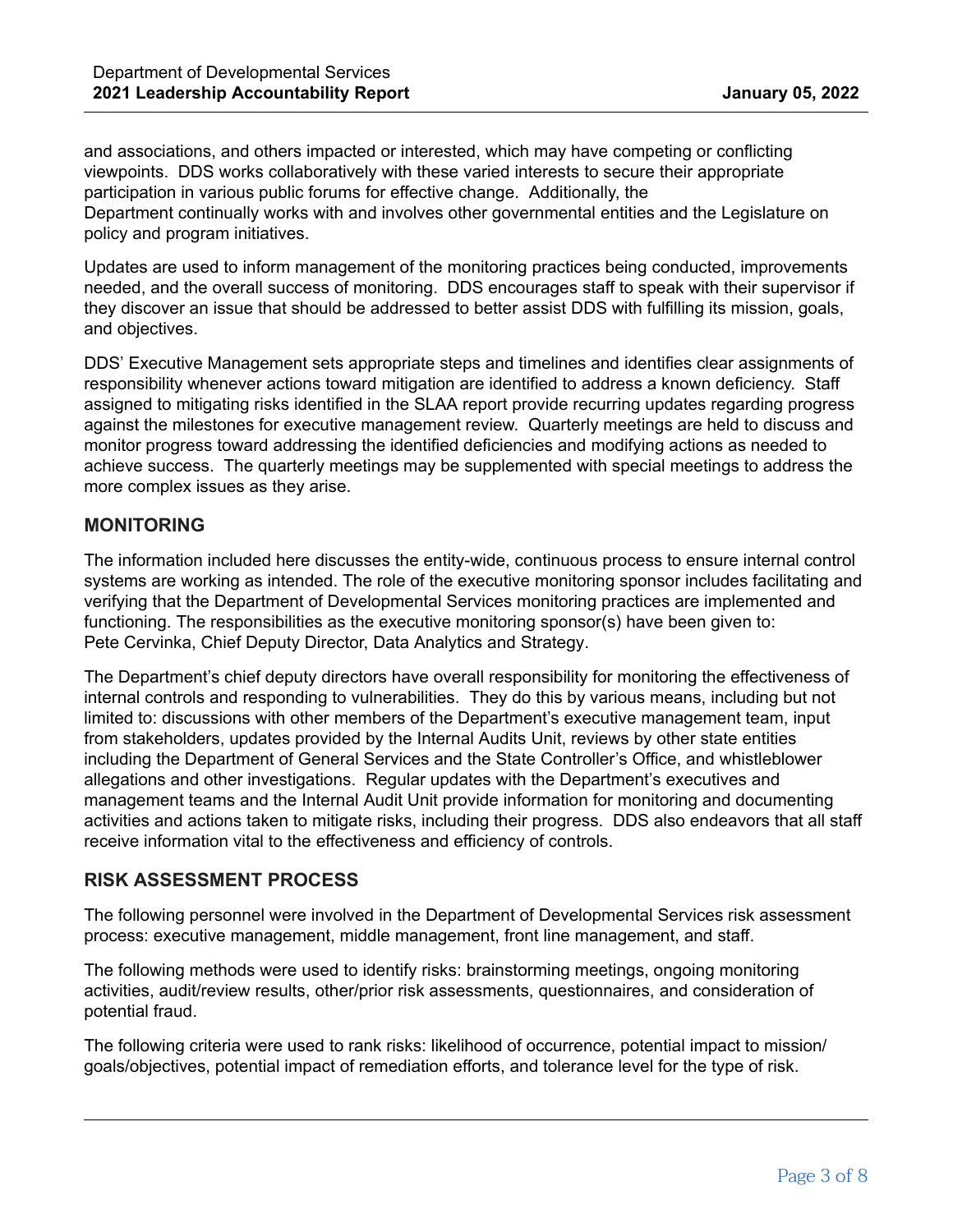and associations, and others impacted or interested, which may have competing or conflicting viewpoints. DDS works collaboratively with these varied interests to secure their appropriate participation in various public forums for effective change. Additionally, the Department continually works with and involves other governmental entities and the Legislature on policy and program initiatives.

Updates are used to inform management of the monitoring practices being conducted, improvements needed, and the overall success of monitoring. DDS encourages staff to speak with their supervisor if they discover an issue that should be addressed to better assist DDS with fulfilling its mission, goals, and objectives.

DDS' Executive Management sets appropriate steps and timelines and identifies clear assignments of responsibility whenever actions toward mitigation are identified to address a known deficiency. Staff assigned to mitigating risks identified in the SLAA report provide recurring updates regarding progress against the milestones for executive management review. Quarterly meetings are held to discuss and monitor progress toward addressing the identified deficiencies and modifying actions as needed to achieve success. The quarterly meetings may be supplemented with special meetings to address the more complex issues as they arise.

## MONITORING

The information included here discusses the entity-wide, continuous process to ensure internal control systems are working as intended. The role of the executive monitoring sponsor includes facilitating and verifying that the Department of Developmental Services monitoring practices are implemented and functioning. The responsibilities as the executive monitoring sponsor(s) have been given to: Pete Cervinka, Chief Deputy Director, Data Analytics and Strategy.

The Department's chief deputy directors have overall responsibility for monitoring the effectiveness of internal controls and responding to vulnerabilities. They do this by various means, including but not limited to: discussions with other members of the Department's executive management team, input from stakeholders, updates provided by the Internal Audits Unit, reviews by other state entities including the Department of General Services and the State Controller's Office, and whistleblower allegations and other investigations. Regular updates with the Department's executives and management teams and the Internal Audit Unit provide information for monitoring and documenting activities and actions taken to mitigate risks, including their progress. DDS also endeavors that all staff receive information vital to the effectiveness and efficiency of controls.

## RISK ASSESSMENT PROCESS

The following personnel were involved in the Department of Developmental Services risk assessment process: executive management, middle management, front line management, and staff.

The following methods were used to identify risks: brainstorming meetings, ongoing monitoring activities, audit/review results, other/prior risk assessments, questionnaires, and consideration of potential fraud.

The following criteria were used to rank risks: likelihood of occurrence, potential impact to mission/goals/objectives, potential impact of remediation efforts, and tolerance level for the type of risk.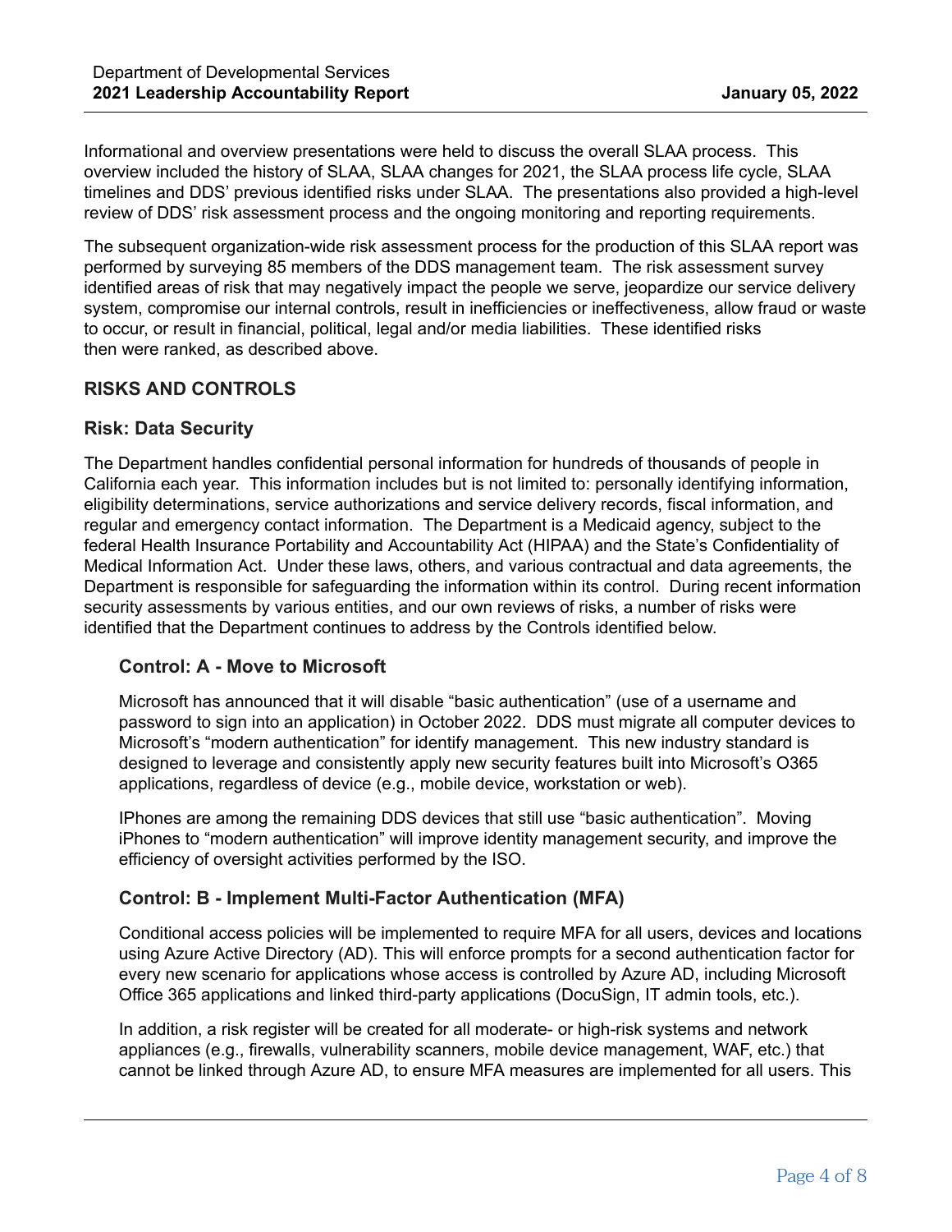Informational and overview presentations were held to discuss the overall SLAA process. This overview included the history of SLAA, SLAA changes for 2021, the SLAA process life cycle, SLAA timelines and DDS' previous identified risks under SLAA. The presentations also provided a high-level review of DDS' risk assessment process and the ongoing monitoring and reporting requirements.

The subsequent organization-wide risk assessment process for the production of this SLAA report was performed by surveying 85 members of the DDS management team. The risk assessment survey identified areas of risk that may negatively impact the people we serve, jeopardize our service delivery system, compromise our internal controls, result in inefficiencies or ineffectiveness, allow fraud or waste to occur, or result in financial, political, legal and/or media liabilities. These identified risks then were ranked, as described above.

## RISKS AND CONTROLS

### Risk: Data Security

The Department handles confidential personal information for hundreds of thousands of people in California each year. This information includes but is not limited to: personally identifying information, eligibility determinations, service authorizations and service delivery records, fiscal information, and regular and emergency contact information. The Department is a Medicaid agency, subject to the federal Health Insurance Portability and Accountability Act (HIPAA) and the State's Confidentiality of Medical Information Act. Under these laws, others, and various contractual and data agreements, the Department is responsible for safeguarding the information within its control. During recent information security assessments by various entities, and our own reviews of risks, a number of risks were identified that the Department continues to address by the Controls identified below.

#### Control: A - Move to Microsoft

Microsoft has announced that it will disable "basic authentication" (use of a username and password to sign into an application) in October 2022. DDS must migrate all computer devices to Microsoft's "modern authentication" for identify management. This new industry standard is designed to leverage and consistently apply new security features built into Microsoft's O365 applications, regardless of device (e.g., mobile device, workstation or web).

IPhones are among the remaining DDS devices that still use "basic authentication". Moving iPhones to "modern authentication" will improve identity management security, and improve the efficiency of oversight activities performed by the ISO.

#### Control: B - Implement Multi-Factor Authentication (MFA)

Conditional access policies will be implemented to require MFA for all users, devices and locations using Azure Active Directory (AD). This will enforce prompts for a second authentication factor for every new scenario for applications whose access is controlled by Azure AD, including Microsoft Office 365 applications and linked third-party applications (DocuSign, IT admin tools, etc.).

In addition, a risk register will be created for all moderate- or high-risk systems and network appliances (e.g., firewalls, vulnerability scanners, mobile device management, WAF, etc.) that cannot be linked through Azure AD, to ensure MFA measures are implemented for all users. This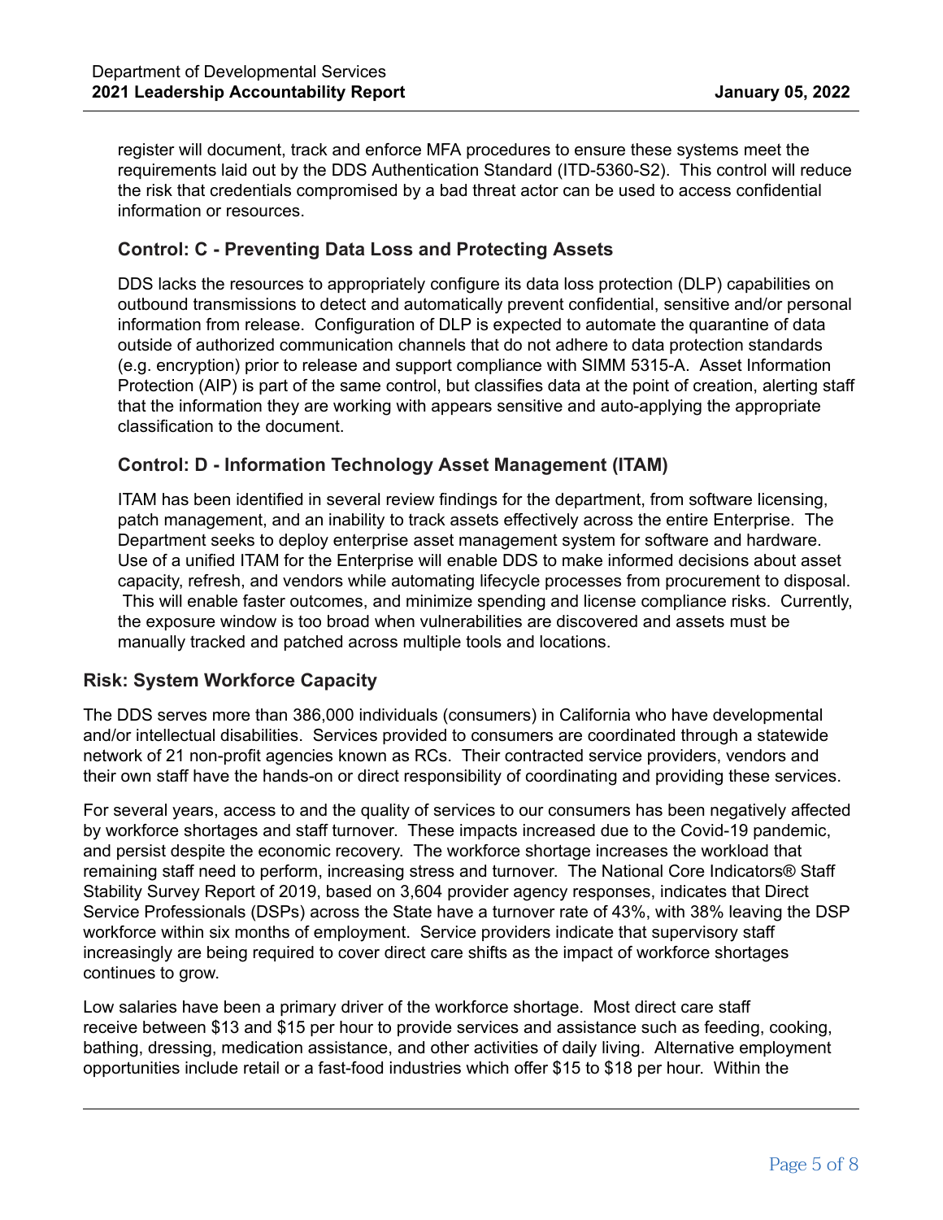register will document, track and enforce MFA procedures to ensure these systems meet the requirements laid out by the DDS Authentication Standard (ITD-5360-S2). This control will reduce the risk that credentials compromised by a bad threat actor can be used to access confidential information or resources.

### Control: C - Preventing Data Loss and Protecting Assets

DDS lacks the resources to appropriately configure its data loss protection (DLP) capabilities on outbound transmissions to detect and automatically prevent confidential, sensitive and/or personal information from release. Configuration of DLP is expected to automate the quarantine of data outside of authorized communication channels that do not adhere to data protection standards (e.g. encryption) prior to release and support compliance with SIMM 5315-A. Asset Information Protection (AIP) is part of the same control, but classifies data at the point of creation, alerting staff that the information they are working with appears sensitive and auto-applying the appropriate classification to the document.

### Control: D - Information Technology Asset Management (ITAM)

ITAM has been identified in several review findings for the department, from software licensing, patch management, and an inability to track assets effectively across the entire Enterprise. The Department seeks to deploy enterprise asset management system for software and hardware. Use of a unified ITAM for the Enterprise will enable DDS to make informed decisions about asset capacity, refresh, and vendors while automating lifecycle processes from procurement to disposal. This will enable faster outcomes, and minimize spending and license compliance risks. Currently, the exposure window is too broad when vulnerabilities are discovered and assets must be manually tracked and patched across multiple tools and locations.

## Risk: System Workforce Capacity

The DDS serves more than 386,000 individuals (consumers) in California who have developmental and/or intellectual disabilities. Services provided to consumers are coordinated through a statewide network of 21 non-profit agencies known as RCs. Their contracted service providers, vendors and their own staff have the hands-on or direct responsibility of coordinating and providing these services.

For several years, access to and the quality of services to our consumers has been negatively affected by workforce shortages and staff turnover. These impacts increased due to the Covid-19 pandemic, and persist despite the economic recovery. The workforce shortage increases the workload that remaining staff need to perform, increasing stress and turnover. The National Core Indicators® Staff Stability Survey Report of 2019, based on 3,604 provider agency responses, indicates that Direct Service Professionals (DSPs) across the State have a turnover rate of 43%, with 38% leaving the DSP workforce within six months of employment. Service providers indicate that supervisory staff increasingly are being required to cover direct care shifts as the impact of workforce shortages continues to grow.

Low salaries have been a primary driver of the workforce shortage. Most direct care staff receive between $13 and $15 per hour to provide services and assistance such as feeding, cooking, bathing, dressing, medication assistance, and other activities of daily living. Alternative employment opportunities include retail or a fast-food industries which offer $15 to $18 per hour. Within the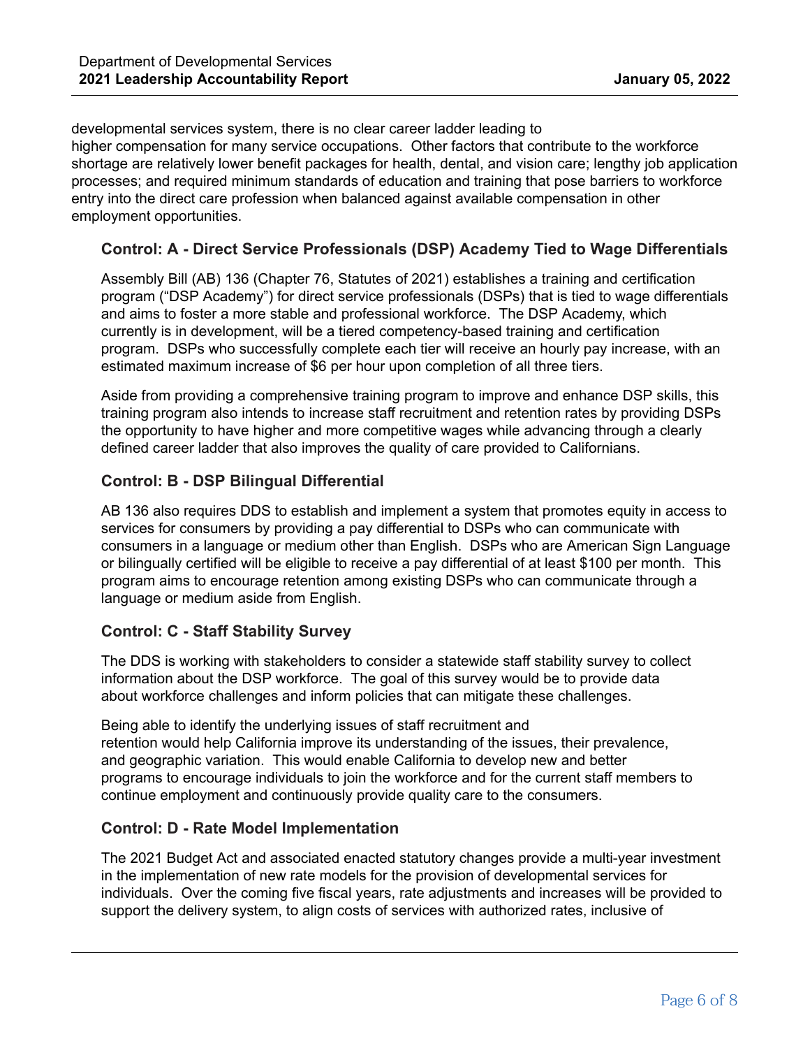developmental services system, there is no clear career ladder leading to higher compensation for many service occupations. Other factors that contribute to the workforce shortage are relatively lower benefit packages for health, dental, and vision care; lengthy job application processes; and required minimum standards of education and training that pose barriers to workforce entry into the direct care profession when balanced against available compensation in other employment opportunities.

### Control: A - Direct Service Professionals (DSP) Academy Tied to Wage Differentials

Assembly Bill (AB) 136 (Chapter 76, Statutes of 2021) establishes a training and certification program ("DSP Academy") for direct service professionals (DSPs) that is tied to wage differentials and aims to foster a more stable and professional workforce. The DSP Academy, which currently is in development, will be a tiered competency-based training and certification program. DSPs who successfully complete each tier will receive an hourly pay increase, with an estimated maximum increase of $6 per hour upon completion of all three tiers.

Aside from providing a comprehensive training program to improve and enhance DSP skills, this training program also intends to increase staff recruitment and retention rates by providing DSPs the opportunity to have higher and more competitive wages while advancing through a clearly defined career ladder that also improves the quality of care provided to Californians.

### Control: B - DSP Bilingual Differential

AB 136 also requires DDS to establish and implement a system that promotes equity in access to services for consumers by providing a pay differential to DSPs who can communicate with consumers in a language or medium other than English. DSPs who are American Sign Language or bilingually certified will be eligible to receive a pay differential of at least $100 per month. This program aims to encourage retention among existing DSPs who can communicate through a language or medium aside from English.

### Control: C - Staff Stability Survey

The DDS is working with stakeholders to consider a statewide staff stability survey to collect information about the DSP workforce. The goal of this survey would be to provide data about workforce challenges and inform policies that can mitigate these challenges.

Being able to identify the underlying issues of staff recruitment and retention would help California improve its understanding of the issues, their prevalence, and geographic variation. This would enable California to develop new and better programs to encourage individuals to join the workforce and for the current staff members to continue employment and continuously provide quality care to the consumers.

### Control: D - Rate Model Implementation

The 2021 Budget Act and associated enacted statutory changes provide a multi-year investment in the implementation of new rate models for the provision of developmental services for individuals. Over the coming five fiscal years, rate adjustments and increases will be provided to support the delivery system, to align costs of services with authorized rates, inclusive of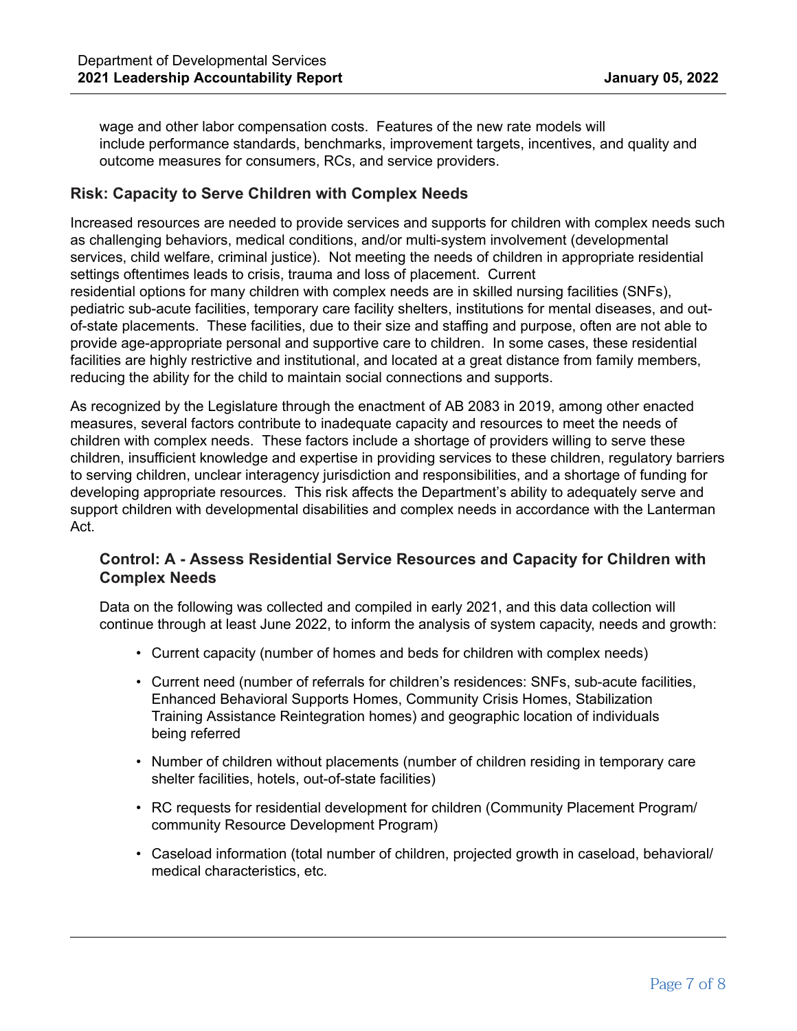wage and other labor compensation costs.  Features of the new rate models will include performance standards, benchmarks, improvement targets, incentives, and quality and outcome measures for consumers, RCs, and service providers.

### Risk: Capacity to Serve Children with Complex Needs

Increased resources are needed to provide services and supports for children with complex needs such as challenging behaviors, medical conditions, and/or multi-system involvement (developmental services, child welfare, criminal justice).  Not meeting the needs of children in appropriate residential settings oftentimes leads to crisis, trauma and loss of placement.  Current residential options for many children with complex needs are in skilled nursing facilities (SNFs), pediatric sub-acute facilities, temporary care facility shelters, institutions for mental diseases, and out-of-state placements.  These facilities, due to their size and staffing and purpose, often are not able to provide age-appropriate personal and supportive care to children.  In some cases, these residential facilities are highly restrictive and institutional, and located at a great distance from family members, reducing the ability for the child to maintain social connections and supports.

As recognized by the Legislature through the enactment of AB 2083 in 2019, among other enacted measures, several factors contribute to inadequate capacity and resources to meet the needs of children with complex needs.  These factors include a shortage of providers willing to serve these children, insufficient knowledge and expertise in providing services to these children, regulatory barriers to serving children, unclear interagency jurisdiction and responsibilities, and a shortage of funding for developing appropriate resources.  This risk affects the Department's ability to adequately serve and support children with developmental disabilities and complex needs in accordance with the Lanterman Act.

#### Control: A - Assess Residential Service Resources and Capacity for Children with Complex Needs

Data on the following was collected and compiled in early 2021, and this data collection will continue through at least June 2022, to inform the analysis of system capacity, needs and growth:

- Current capacity (number of homes and beds for children with complex needs)
- Current need (number of referrals for children's residences: SNFs, sub-acute facilities, Enhanced Behavioral Supports Homes, Community Crisis Homes, Stabilization Training Assistance Reintegration homes) and geographic location of individuals being referred
- Number of children without placements (number of children residing in temporary care shelter facilities, hotels, out-of-state facilities)
- RC requests for residential development for children (Community Placement Program/ community Resource Development Program)
- Caseload information (total number of children, projected growth in caseload, behavioral/ medical characteristics, etc.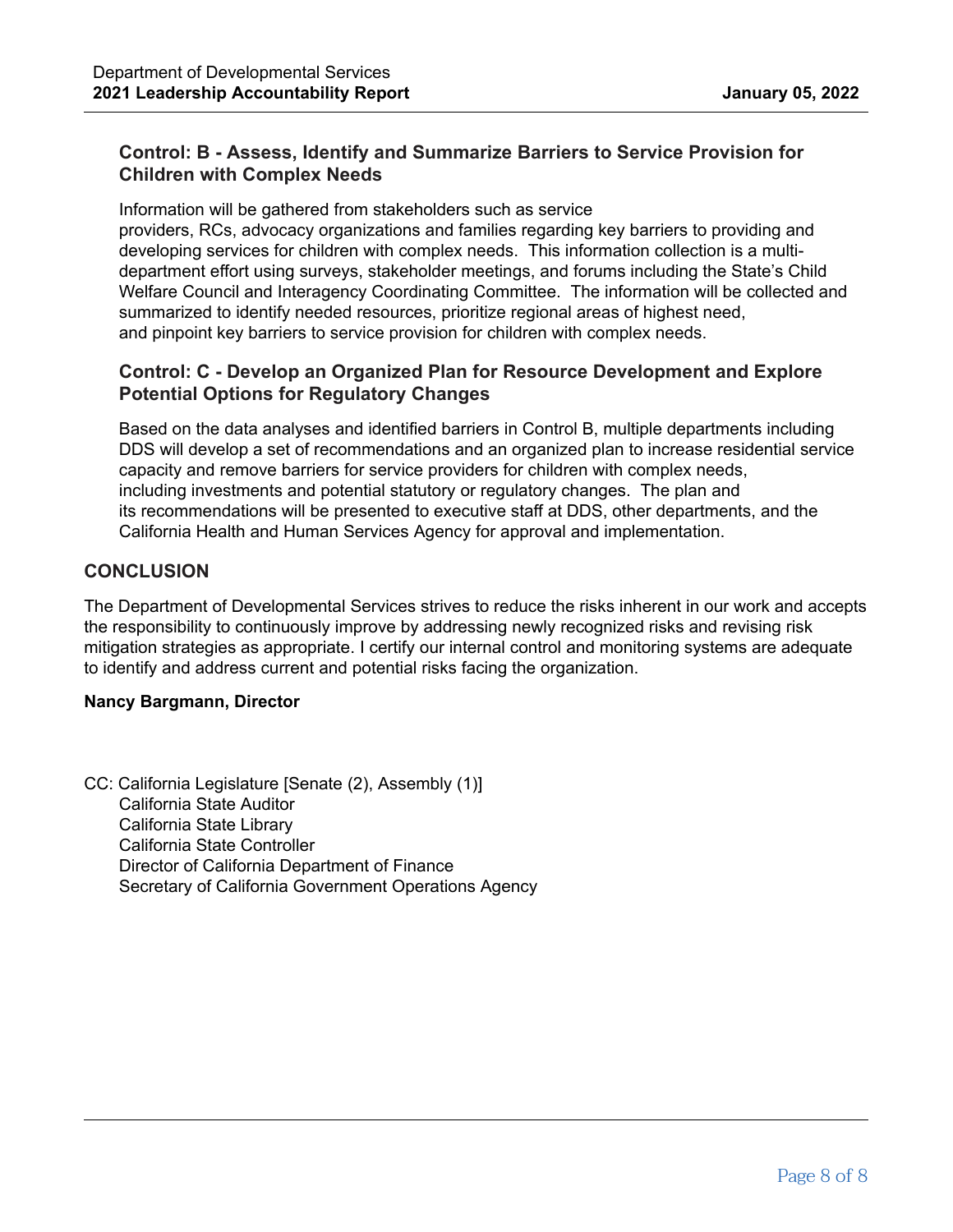### Control: B - Assess, Identify and Summarize Barriers to Service Provision for Children with Complex Needs

Information will be gathered from stakeholders such as service providers, RCs, advocacy organizations and families regarding key barriers to providing and developing services for children with complex needs. This information collection is a multi-department effort using surveys, stakeholder meetings, and forums including the State's Child Welfare Council and Interagency Coordinating Committee. The information will be collected and summarized to identify needed resources, prioritize regional areas of highest need, and pinpoint key barriers to service provision for children with complex needs.

### Control: C - Develop an Organized Plan for Resource Development and Explore Potential Options for Regulatory Changes

Based on the data analyses and identified barriers in Control B, multiple departments including DDS will develop a set of recommendations and an organized plan to increase residential service capacity and remove barriers for service providers for children with complex needs, including investments and potential statutory or regulatory changes. The plan and its recommendations will be presented to executive staff at DDS, other departments, and the California Health and Human Services Agency for approval and implementation.

## CONCLUSION

The Department of Developmental Services strives to reduce the risks inherent in our work and accepts the responsibility to continuously improve by addressing newly recognized risks and revising risk mitigation strategies as appropriate. I certify our internal control and monitoring systems are adequate to identify and address current and potential risks facing the organization.

**Nancy Bargmann, Director**

CC: California Legislature [Senate (2), Assembly (1)]
California State Auditor
California State Library
California State Controller
Director of California Department of Finance
Secretary of California Government Operations Agency